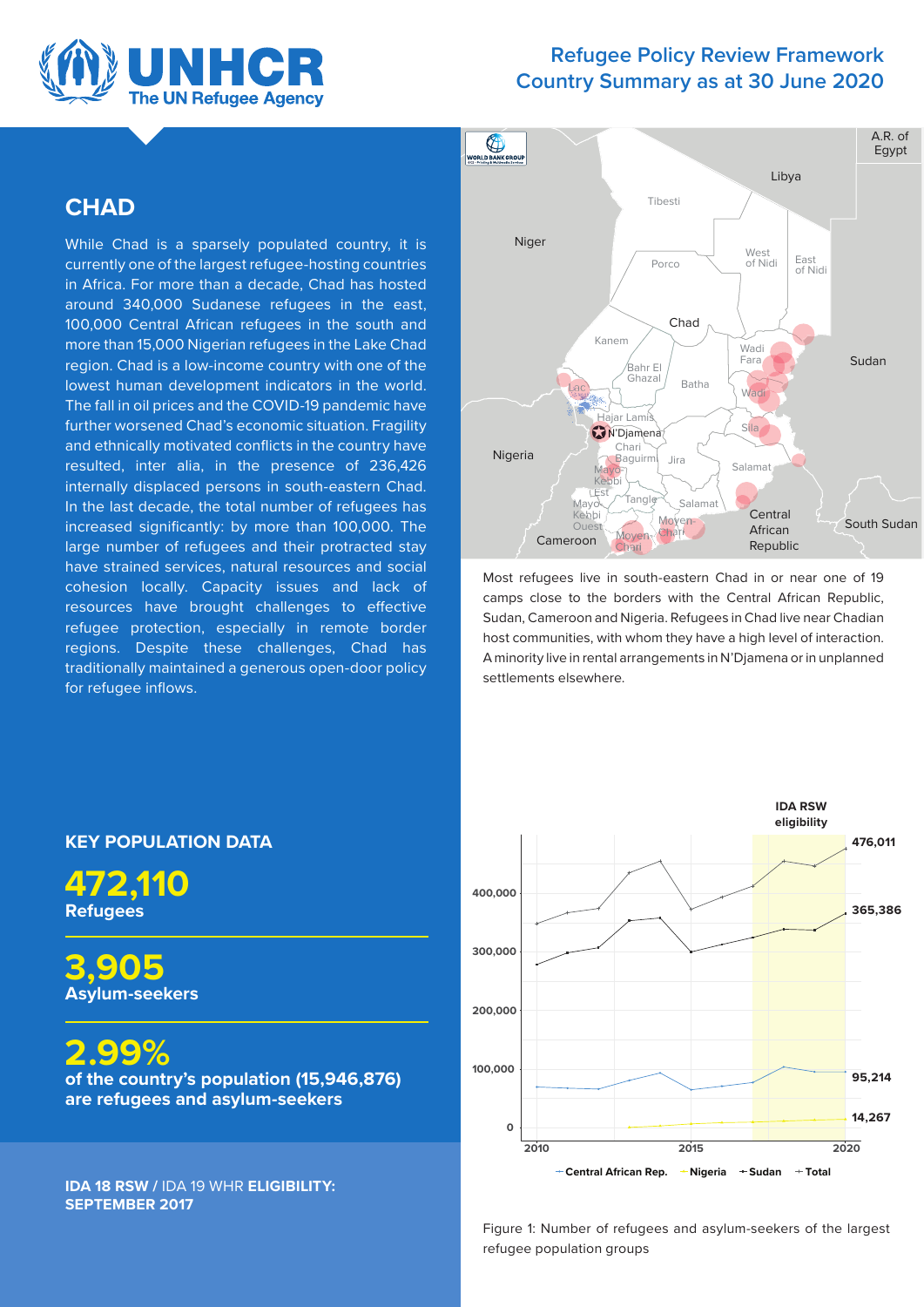Refugee Policy Review Framework
Country Summary as at 30 June 2020

# CHAD

While Chad is a sparsely populated country, it is currently one of the largest refugee-hosting countries in Africa. For more than a decade, Chad has hosted around 340,000 Sudanese refugees in the east, 100,000 Central African refugees in the south and more than 15,000 Nigerian refugees in the Lake Chad region. Chad is a low-income country with one of the lowest human development indicators in the world. The fall in oil prices and the COVID-19 pandemic have further worsened Chad's economic situation. Fragility and ethnically motivated conflicts in the country have resulted, inter alia, in the presence of 236,426 internally displaced persons in south-eastern Chad. In the last decade, the total number of refugees has increased significantly: by more than 100,000. The large number of refugees and their protracted stay have strained services, natural resources and social cohesion locally. Capacity issues and lack of resources have brought challenges to effective refugee protection, especially in remote border regions. Despite these challenges, Chad has traditionally maintained a generous open-door policy for refugee inflows.

Most refugees live in south-eastern Chad in or near one of 19 camps close to the borders with the Central African Republic, Sudan, Cameroon and Nigeria. Refugees in Chad live near Chadian host communities, with whom they have a high level of interaction. A minority live in rental arrangements in N'Djamena or in unplanned settlements elsewhere.

## KEY POPULATION DATA

**472,110**
**Refugees**

**3,905**
**Asylum-seekers**

**2.99%**
**of the country's population (15,946,876) are refugees and asylum-seekers**

**IDA 18 RSW** / IDA 19 WHR **ELIGIBILITY: SEPTEMBER 2017**

Figure 1: Number of refugees and asylum-seekers of the largest refugee population groups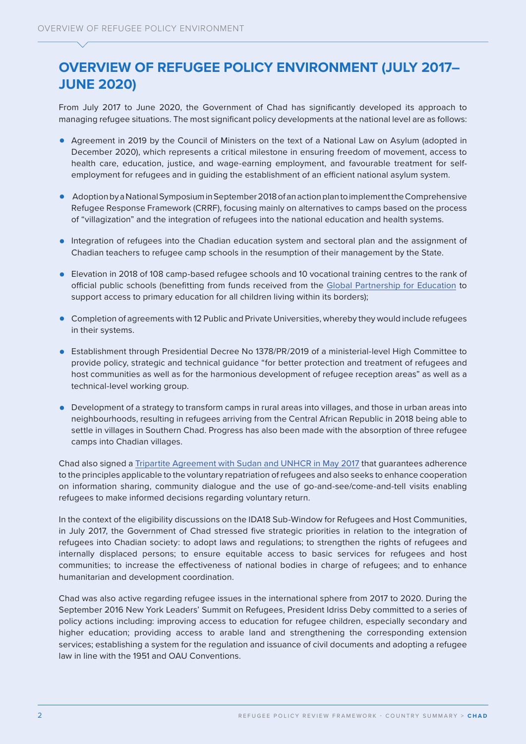# OVERVIEW OF REFUGEE POLICY ENVIRONMENT (JULY 2017–JUNE 2020)

From July 2017 to June 2020, the Government of Chad has significantly developed its approach to managing refugee situations. The most significant policy developments at the national level are as follows:

- Agreement in 2019 by the Council of Ministers on the text of a National Law on Asylum (adopted in December 2020), which represents a critical milestone in ensuring freedom of movement, access to health care, education, justice, and wage-earning employment, and favourable treatment for self-employment for refugees and in guiding the establishment of an efficient national asylum system.
- Adoption by a National Symposium in September 2018 of an action plan to implement the Comprehensive Refugee Response Framework (CRRF), focusing mainly on alternatives to camps based on the process of "villagization" and the integration of refugees into the national education and health systems.
- Integration of refugees into the Chadian education system and sectoral plan and the assignment of Chadian teachers to refugee camp schools in the resumption of their management by the State.
- Elevation in 2018 of 108 camp-based refugee schools and 10 vocational training centres to the rank of official public schools (benefitting from funds received from the Global Partnership for Education to support access to primary education for all children living within its borders);
- Completion of agreements with 12 Public and Private Universities, whereby they would include refugees in their systems.
- Establishment through Presidential Decree No 1378/PR/2019 of a ministerial-level High Committee to provide policy, strategic and technical guidance "for better protection and treatment of refugees and host communities as well as for the harmonious development of refugee reception areas" as well as a technical-level working group.
- Development of a strategy to transform camps in rural areas into villages, and those in urban areas into neighbourhoods, resulting in refugees arriving from the Central African Republic in 2018 being able to settle in villages in Southern Chad. Progress has also been made with the absorption of three refugee camps into Chadian villages.

Chad also signed a Tripartite Agreement with Sudan and UNHCR in May 2017 that guarantees adherence to the principles applicable to the voluntary repatriation of refugees and also seeks to enhance cooperation on information sharing, community dialogue and the use of go-and-see/come-and-tell visits enabling refugees to make informed decisions regarding voluntary return.

In the context of the eligibility discussions on the IDA18 Sub-Window for Refugees and Host Communities, in July 2017, the Government of Chad stressed five strategic priorities in relation to the integration of refugees into Chadian society: to adopt laws and regulations; to strengthen the rights of refugees and internally displaced persons; to ensure equitable access to basic services for refugees and host communities; to increase the effectiveness of national bodies in charge of refugees; and to enhance humanitarian and development coordination.

Chad was also active regarding refugee issues in the international sphere from 2017 to 2020. During the September 2016 New York Leaders' Summit on Refugees, President Idriss Deby committed to a series of policy actions including: improving access to education for refugee children, especially secondary and higher education; providing access to arable land and strengthening the corresponding extension services; establishing a system for the regulation and issuance of civil documents and adopting a refugee law in line with the 1951 and OAU Conventions.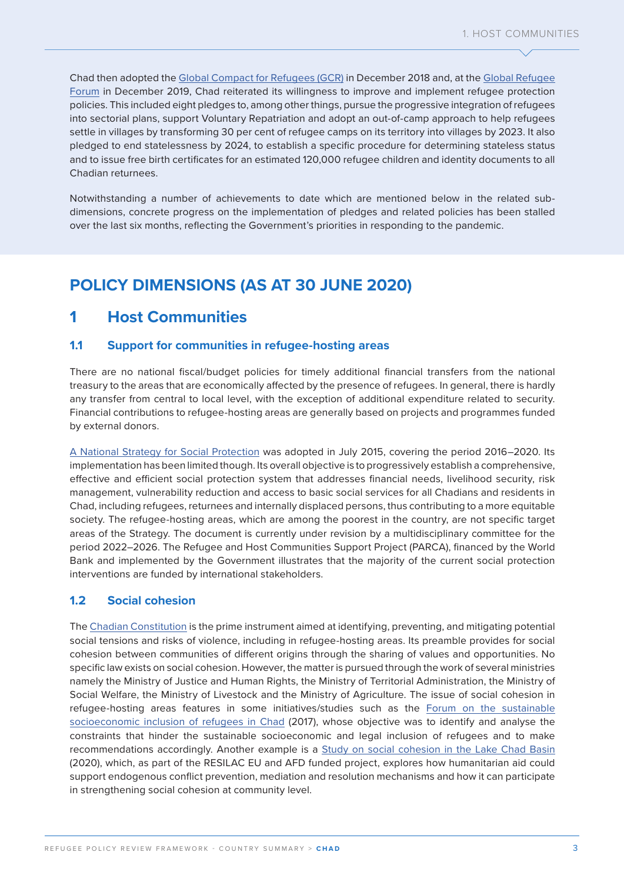Chad then adopted the [Global Compact for Refugees (GCR)]() in December 2018 and, at the [Global Refugee Forum]() in December 2019, Chad reiterated its willingness to improve and implement refugee protection policies. This included eight pledges to, among other things, pursue the progressive integration of refugees into sectorial plans, support Voluntary Repatriation and adopt an out-of-camp approach to help refugees settle in villages by transforming 30 per cent of refugee camps on its territory into villages by 2023. It also pledged to end statelessness by 2024, to establish a specific procedure for determining stateless status and to issue free birth certificates for an estimated 120,000 refugee children and identity documents to all Chadian returnees.

Notwithstanding a number of achievements to date which are mentioned below in the related sub-dimensions, concrete progress on the implementation of pledges and related policies has been stalled over the last six months, reflecting the Government's priorities in responding to the pandemic.

## POLICY DIMENSIONS (AS AT 30 JUNE 2020)

## 1 Host Communities

### 1.1 Support for communities in refugee-hosting areas

There are no national fiscal/budget policies for timely additional financial transfers from the national treasury to the areas that are economically affected by the presence of refugees. In general, there is hardly any transfer from central to local level, with the exception of additional expenditure related to security. Financial contributions to refugee-hosting areas are generally based on projects and programmes funded by external donors.

[A National Strategy for Social Protection]() was adopted in July 2015, covering the period 2016–2020. Its implementation has been limited though. Its overall objective is to progressively establish a comprehensive, effective and efficient social protection system that addresses financial needs, livelihood security, risk management, vulnerability reduction and access to basic social services for all Chadians and residents in Chad, including refugees, returnees and internally displaced persons, thus contributing to a more equitable society. The refugee-hosting areas, which are among the poorest in the country, are not specific target areas of the Strategy. The document is currently under revision by a multidisciplinary committee for the period 2022–2026. The Refugee and Host Communities Support Project (PARCA), financed by the World Bank and implemented by the Government illustrates that the majority of the current social protection interventions are funded by international stakeholders.

### 1.2 Social cohesion

The [Chadian Constitution]() is the prime instrument aimed at identifying, preventing, and mitigating potential social tensions and risks of violence, including in refugee-hosting areas. Its preamble provides for social cohesion between communities of different origins through the sharing of values and opportunities. No specific law exists on social cohesion. However, the matter is pursued through the work of several ministries namely the Ministry of Justice and Human Rights, the Ministry of Territorial Administration, the Ministry of Social Welfare, the Ministry of Livestock and the Ministry of Agriculture. The issue of social cohesion in refugee-hosting areas features in some initiatives/studies such as the [Forum on the sustainable socioeconomic inclusion of refugees in Chad]() (2017), whose objective was to identify and analyse the constraints that hinder the sustainable socioeconomic and legal inclusion of refugees and to make recommendations accordingly. Another example is a [Study on social cohesion in the Lake Chad Basin]() (2020), which, as part of the RESILAC EU and AFD funded project, explores how humanitarian aid could support endogenous conflict prevention, mediation and resolution mechanisms and how it can participate in strengthening social cohesion at community level.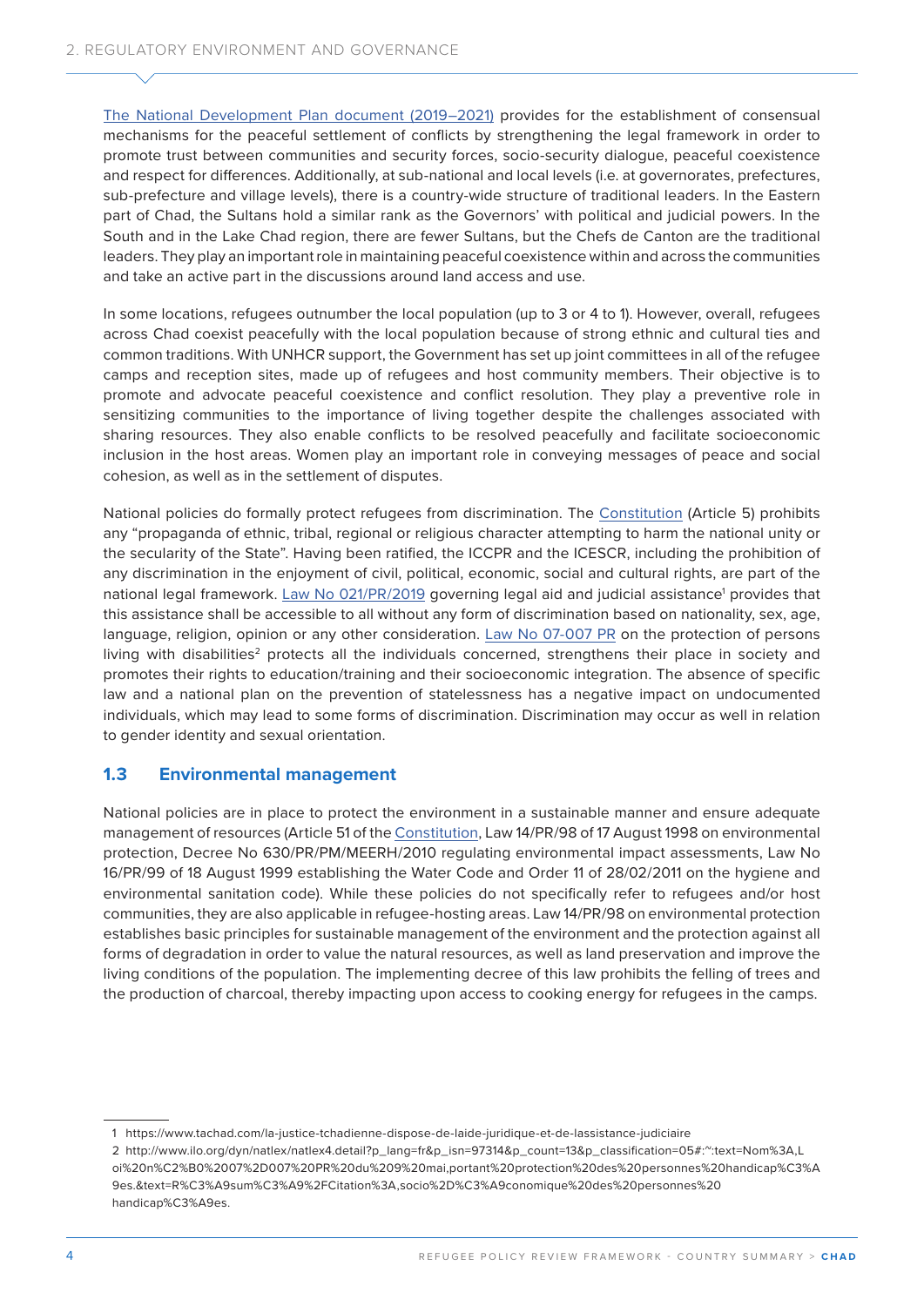The National Development Plan document (2019–2021) provides for the establishment of consensual mechanisms for the peaceful settlement of conflicts by strengthening the legal framework in order to promote trust between communities and security forces, socio-security dialogue, peaceful coexistence and respect for differences. Additionally, at sub-national and local levels (i.e. at governorates, prefectures, sub-prefecture and village levels), there is a country-wide structure of traditional leaders. In the Eastern part of Chad, the Sultans hold a similar rank as the Governors' with political and judicial powers. In the South and in the Lake Chad region, there are fewer Sultans, but the Chefs de Canton are the traditional leaders. They play an important role in maintaining peaceful coexistence within and across the communities and take an active part in the discussions around land access and use.

In some locations, refugees outnumber the local population (up to 3 or 4 to 1). However, overall, refugees across Chad coexist peacefully with the local population because of strong ethnic and cultural ties and common traditions. With UNHCR support, the Government has set up joint committees in all of the refugee camps and reception sites, made up of refugees and host community members. Their objective is to promote and advocate peaceful coexistence and conflict resolution. They play a preventive role in sensitizing communities to the importance of living together despite the challenges associated with sharing resources. They also enable conflicts to be resolved peacefully and facilitate socioeconomic inclusion in the host areas. Women play an important role in conveying messages of peace and social cohesion, as well as in the settlement of disputes.

National policies do formally protect refugees from discrimination. The Constitution (Article 5) prohibits any "propaganda of ethnic, tribal, regional or religious character attempting to harm the national unity or the secularity of the State". Having been ratified, the ICCPR and the ICESCR, including the prohibition of any discrimination in the enjoyment of civil, political, economic, social and cultural rights, are part of the national legal framework. Law No 021/PR/2019 governing legal aid and judicial assistance[1] provides that this assistance shall be accessible to all without any form of discrimination based on nationality, sex, age, language, religion, opinion or any other consideration. Law No 07-007 PR on the protection of persons living with disabilities[2] protects all the individuals concerned, strengthens their place in society and promotes their rights to education/training and their socioeconomic integration. The absence of specific law and a national plan on the prevention of statelessness has a negative impact on undocumented individuals, which may lead to some forms of discrimination. Discrimination may occur as well in relation to gender identity and sexual orientation.

### 1.3 Environmental management

National policies are in place to protect the environment in a sustainable manner and ensure adequate management of resources (Article 51 of the Constitution, Law 14/PR/98 of 17 August 1998 on environmental protection, Decree No 630/PR/PM/MEERH/2010 regulating environmental impact assessments, Law No 16/PR/99 of 18 August 1999 establishing the Water Code and Order 11 of 28/02/2011 on the hygiene and environmental sanitation code). While these policies do not specifically refer to refugees and/or host communities, they are also applicable in refugee-hosting areas. Law 14/PR/98 on environmental protection establishes basic principles for sustainable management of the environment and the protection against all forms of degradation in order to value the natural resources, as well as land preservation and improve the living conditions of the population. The implementing decree of this law prohibits the felling of trees and the production of charcoal, thereby impacting upon access to cooking energy for refugees in the camps.

---

1 https://www.tachad.com/la-justice-tchadienne-dispose-de-laide-juridique-et-de-lassistance-judiciaire

2 http://www.ilo.org/dyn/natlex/natlex4.detail?p_lang=fr&p_isn=97314&p_count=13&p_classification=05#:~:text=Nom%3A,Loi%20n%C2%B0%2007%2D007%20PR%20du%209%20mai,portant%20protection%20des%20personnes%20handicap%C3%A9es.&text=R%C3%A9sum%C3%A9%2FCitation%3A,socio%2D%C3%A9conomique%20des%20personnes%20handicap%C3%A9es.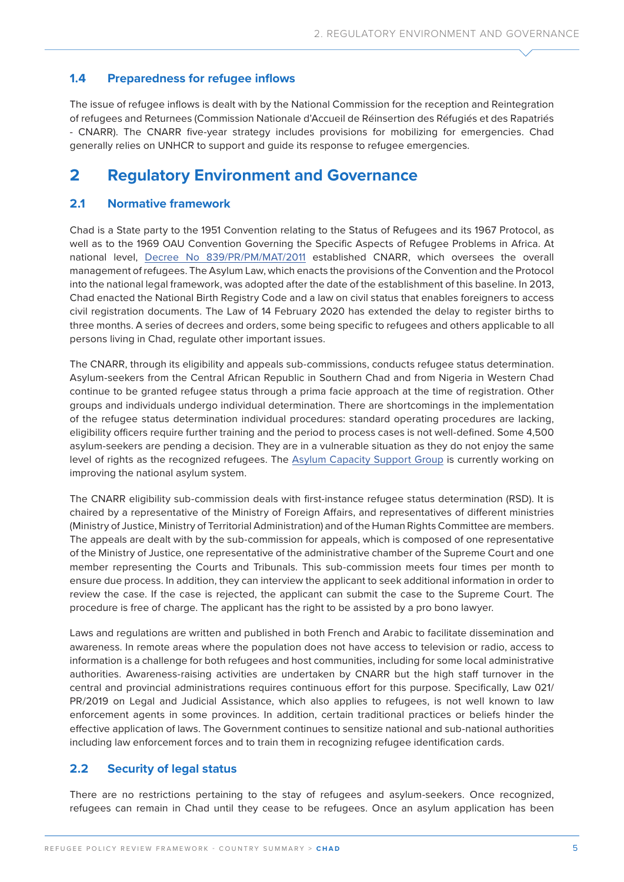### 1.4 Preparedness for refugee inflows

The issue of refugee inflows is dealt with by the National Commission for the reception and Reintegration of refugees and Returnees (Commission Nationale d'Accueil de Réinsertion des Réfugiés et des Rapatriés - CNARR). The CNARR five-year strategy includes provisions for mobilizing for emergencies. Chad generally relies on UNHCR to support and guide its response to refugee emergencies.

## 2 Regulatory Environment and Governance

### 2.1 Normative framework

Chad is a State party to the 1951 Convention relating to the Status of Refugees and its 1967 Protocol, as well as to the 1969 OAU Convention Governing the Specific Aspects of Refugee Problems in Africa. At national level, Decree No 839/PR/PM/MAT/2011 established CNARR, which oversees the overall management of refugees. The Asylum Law, which enacts the provisions of the Convention and the Protocol into the national legal framework, was adopted after the date of the establishment of this baseline. In 2013, Chad enacted the National Birth Registry Code and a law on civil status that enables foreigners to access civil registration documents. The Law of 14 February 2020 has extended the delay to register births to three months. A series of decrees and orders, some being specific to refugees and others applicable to all persons living in Chad, regulate other important issues.

The CNARR, through its eligibility and appeals sub-commissions, conducts refugee status determination. Asylum-seekers from the Central African Republic in Southern Chad and from Nigeria in Western Chad continue to be granted refugee status through a prima facie approach at the time of registration. Other groups and individuals undergo individual determination. There are shortcomings in the implementation of the refugee status determination individual procedures: standard operating procedures are lacking, eligibility officers require further training and the period to process cases is not well-defined. Some 4,500 asylum-seekers are pending a decision. They are in a vulnerable situation as they do not enjoy the same level of rights as the recognized refugees. The Asylum Capacity Support Group is currently working on improving the national asylum system.

The CNARR eligibility sub-commission deals with first-instance refugee status determination (RSD). It is chaired by a representative of the Ministry of Foreign Affairs, and representatives of different ministries (Ministry of Justice, Ministry of Territorial Administration) and of the Human Rights Committee are members. The appeals are dealt with by the sub-commission for appeals, which is composed of one representative of the Ministry of Justice, one representative of the administrative chamber of the Supreme Court and one member representing the Courts and Tribunals. This sub-commission meets four times per month to ensure due process. In addition, they can interview the applicant to seek additional information in order to review the case. If the case is rejected, the applicant can submit the case to the Supreme Court. The procedure is free of charge. The applicant has the right to be assisted by a pro bono lawyer.

Laws and regulations are written and published in both French and Arabic to facilitate dissemination and awareness. In remote areas where the population does not have access to television or radio, access to information is a challenge for both refugees and host communities, including for some local administrative authorities. Awareness-raising activities are undertaken by CNARR but the high staff turnover in the central and provincial administrations requires continuous effort for this purpose. Specifically, Law 021/PR/2019 on Legal and Judicial Assistance, which also applies to refugees, is not well known to law enforcement agents in some provinces. In addition, certain traditional practices or beliefs hinder the effective application of laws. The Government continues to sensitize national and sub-national authorities including law enforcement forces and to train them in recognizing refugee identification cards.

### 2.2 Security of legal status

There are no restrictions pertaining to the stay of refugees and asylum-seekers. Once recognized, refugees can remain in Chad until they cease to be refugees. Once an asylum application has been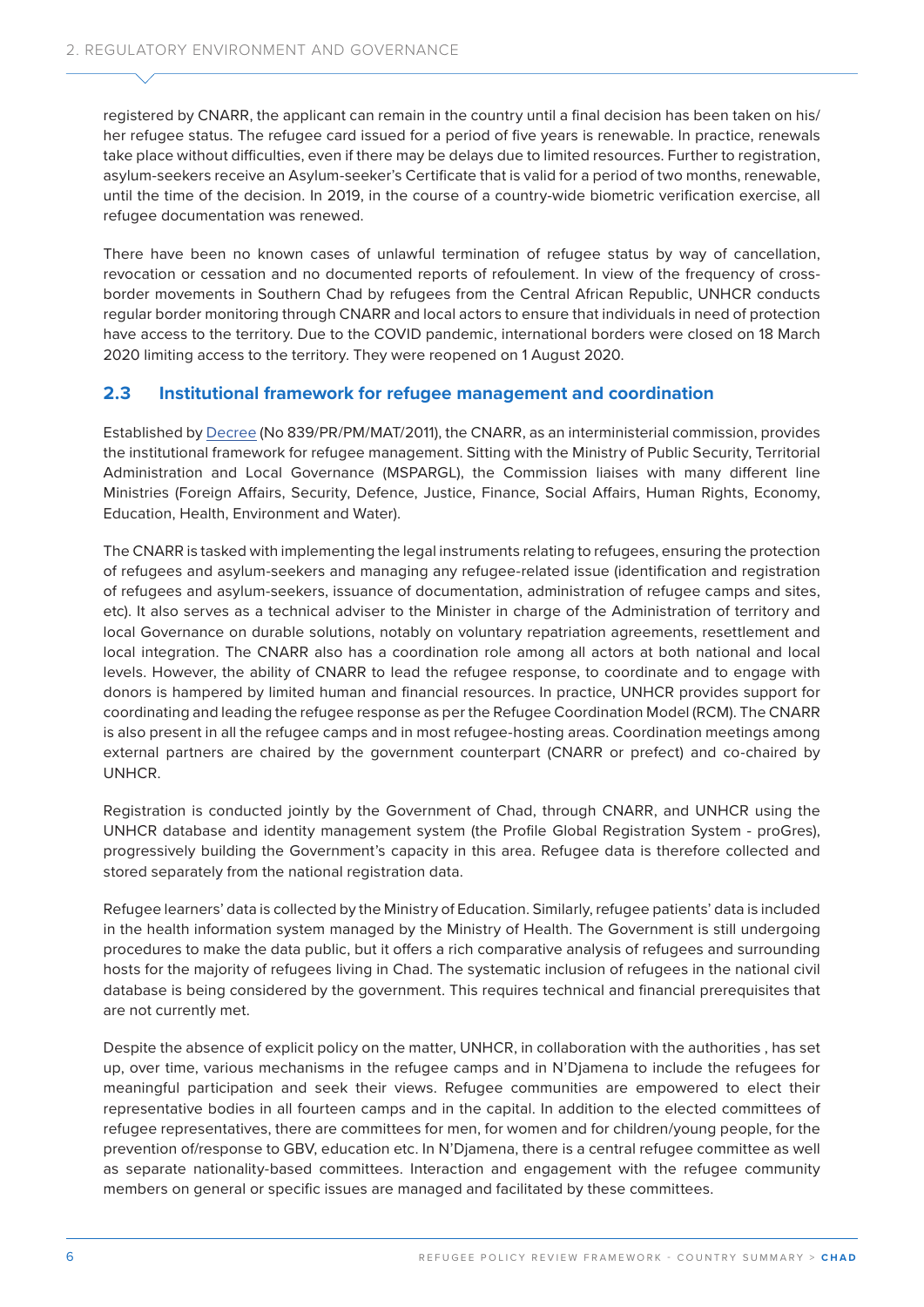registered by CNARR, the applicant can remain in the country until a final decision has been taken on his/her refugee status. The refugee card issued for a period of five years is renewable. In practice, renewals take place without difficulties, even if there may be delays due to limited resources. Further to registration, asylum-seekers receive an Asylum-seeker's Certificate that is valid for a period of two months, renewable, until the time of the decision. In 2019, in the course of a country-wide biometric verification exercise, all refugee documentation was renewed.

There have been no known cases of unlawful termination of refugee status by way of cancellation, revocation or cessation and no documented reports of refoulement. In view of the frequency of cross-border movements in Southern Chad by refugees from the Central African Republic, UNHCR conducts regular border monitoring through CNARR and local actors to ensure that individuals in need of protection have access to the territory. Due to the COVID pandemic, international borders were closed on 18 March 2020 limiting access to the territory. They were reopened on 1 August 2020.

## 2.3 Institutional framework for refugee management and coordination

Established by Decree (No 839/PR/PM/MAT/2011), the CNARR, as an interministerial commission, provides the institutional framework for refugee management. Sitting with the Ministry of Public Security, Territorial Administration and Local Governance (MSPARGL), the Commission liaises with many different line Ministries (Foreign Affairs, Security, Defence, Justice, Finance, Social Affairs, Human Rights, Economy, Education, Health, Environment and Water).

The CNARR is tasked with implementing the legal instruments relating to refugees, ensuring the protection of refugees and asylum-seekers and managing any refugee-related issue (identification and registration of refugees and asylum-seekers, issuance of documentation, administration of refugee camps and sites, etc). It also serves as a technical adviser to the Minister in charge of the Administration of territory and local Governance on durable solutions, notably on voluntary repatriation agreements, resettlement and local integration. The CNARR also has a coordination role among all actors at both national and local levels. However, the ability of CNARR to lead the refugee response, to coordinate and to engage with donors is hampered by limited human and financial resources. In practice, UNHCR provides support for coordinating and leading the refugee response as per the Refugee Coordination Model (RCM). The CNARR is also present in all the refugee camps and in most refugee-hosting areas. Coordination meetings among external partners are chaired by the government counterpart (CNARR or prefect) and co-chaired by UNHCR.

Registration is conducted jointly by the Government of Chad, through CNARR, and UNHCR using the UNHCR database and identity management system (the Profile Global Registration System - proGres), progressively building the Government's capacity in this area. Refugee data is therefore collected and stored separately from the national registration data.

Refugee learners' data is collected by the Ministry of Education. Similarly, refugee patients' data is included in the health information system managed by the Ministry of Health. The Government is still undergoing procedures to make the data public, but it offers a rich comparative analysis of refugees and surrounding hosts for the majority of refugees living in Chad. The systematic inclusion of refugees in the national civil database is being considered by the government. This requires technical and financial prerequisites that are not currently met.

Despite the absence of explicit policy on the matter, UNHCR, in collaboration with the authorities , has set up, over time, various mechanisms in the refugee camps and in N'Djamena to include the refugees for meaningful participation and seek their views. Refugee communities are empowered to elect their representative bodies in all fourteen camps and in the capital. In addition to the elected committees of refugee representatives, there are committees for men, for women and for children/young people, for the prevention of/response to GBV, education etc. In N'Djamena, there is a central refugee committee as well as separate nationality-based committees. Interaction and engagement with the refugee community members on general or specific issues are managed and facilitated by these committees.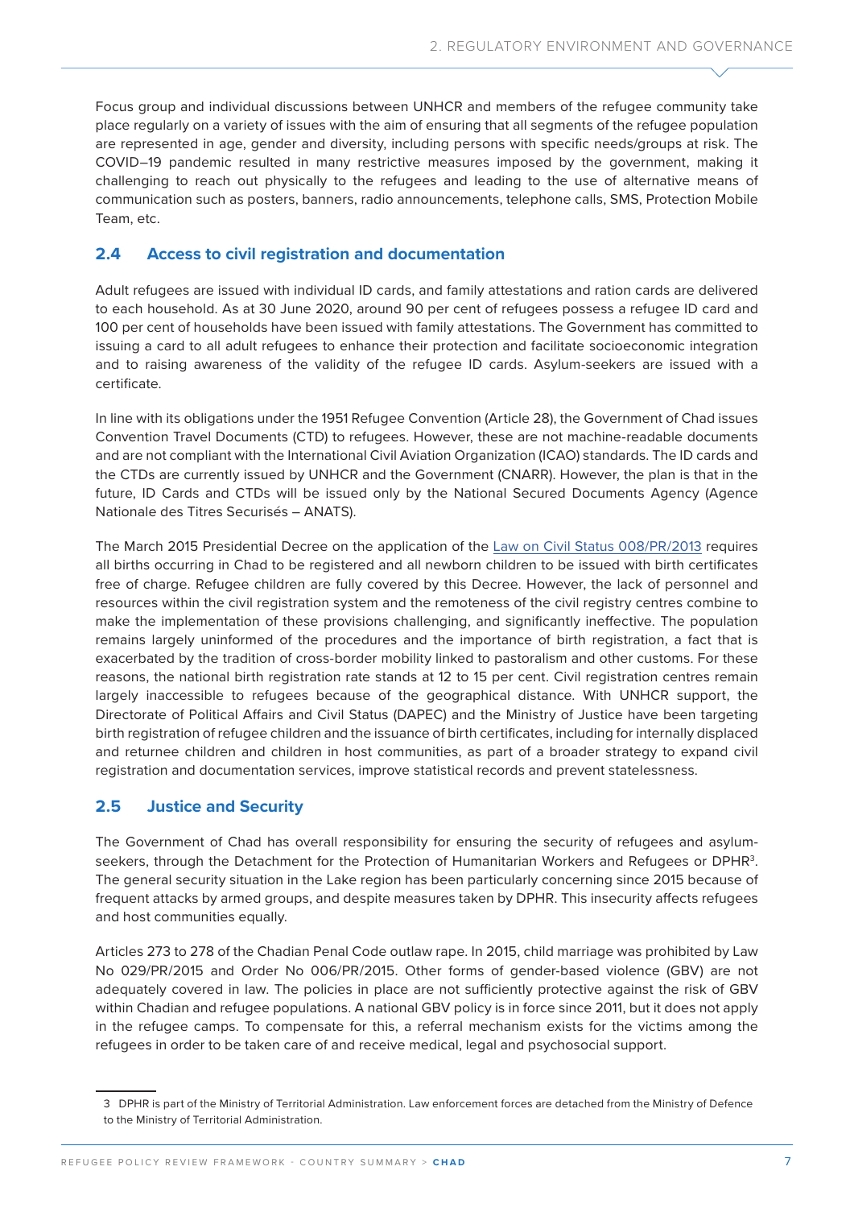Focus group and individual discussions between UNHCR and members of the refugee community take place regularly on a variety of issues with the aim of ensuring that all segments of the refugee population are represented in age, gender and diversity, including persons with specific needs/groups at risk. The COVID–19 pandemic resulted in many restrictive measures imposed by the government, making it challenging to reach out physically to the refugees and leading to the use of alternative means of communication such as posters, banners, radio announcements, telephone calls, SMS, Protection Mobile Team, etc.

## 2.4 Access to civil registration and documentation

Adult refugees are issued with individual ID cards, and family attestations and ration cards are delivered to each household. As at 30 June 2020, around 90 per cent of refugees possess a refugee ID card and 100 per cent of households have been issued with family attestations. The Government has committed to issuing a card to all adult refugees to enhance their protection and facilitate socioeconomic integration and to raising awareness of the validity of the refugee ID cards. Asylum-seekers are issued with a certificate.

In line with its obligations under the 1951 Refugee Convention (Article 28), the Government of Chad issues Convention Travel Documents (CTD) to refugees. However, these are not machine-readable documents and are not compliant with the International Civil Aviation Organization (ICAO) standards. The ID cards and the CTDs are currently issued by UNHCR and the Government (CNARR). However, the plan is that in the future, ID Cards and CTDs will be issued only by the National Secured Documents Agency (Agence Nationale des Titres Securisés – ANATS).

The March 2015 Presidential Decree on the application of the Law on Civil Status 008/PR/2013 requires all births occurring in Chad to be registered and all newborn children to be issued with birth certificates free of charge. Refugee children are fully covered by this Decree. However, the lack of personnel and resources within the civil registration system and the remoteness of the civil registry centres combine to make the implementation of these provisions challenging, and significantly ineffective. The population remains largely uninformed of the procedures and the importance of birth registration, a fact that is exacerbated by the tradition of cross-border mobility linked to pastoralism and other customs. For these reasons, the national birth registration rate stands at 12 to 15 per cent. Civil registration centres remain largely inaccessible to refugees because of the geographical distance. With UNHCR support, the Directorate of Political Affairs and Civil Status (DAPEC) and the Ministry of Justice have been targeting birth registration of refugee children and the issuance of birth certificates, including for internally displaced and returnee children and children in host communities, as part of a broader strategy to expand civil registration and documentation services, improve statistical records and prevent statelessness.

## 2.5 Justice and Security

The Government of Chad has overall responsibility for ensuring the security of refugees and asylum-seekers, through the Detachment for the Protection of Humanitarian Workers and Refugees or DPHR[3]. The general security situation in the Lake region has been particularly concerning since 2015 because of frequent attacks by armed groups, and despite measures taken by DPHR. This insecurity affects refugees and host communities equally.

Articles 273 to 278 of the Chadian Penal Code outlaw rape. In 2015, child marriage was prohibited by Law No 029/PR/2015 and Order No 006/PR/2015. Other forms of gender-based violence (GBV) are not adequately covered in law. The policies in place are not sufficiently protective against the risk of GBV within Chadian and refugee populations. A national GBV policy is in force since 2011, but it does not apply in the refugee camps. To compensate for this, a referral mechanism exists for the victims among the refugees in order to be taken care of and receive medical, legal and psychosocial support.

---

3 DPHR is part of the Ministry of Territorial Administration. Law enforcement forces are detached from the Ministry of Defence to the Ministry of Territorial Administration.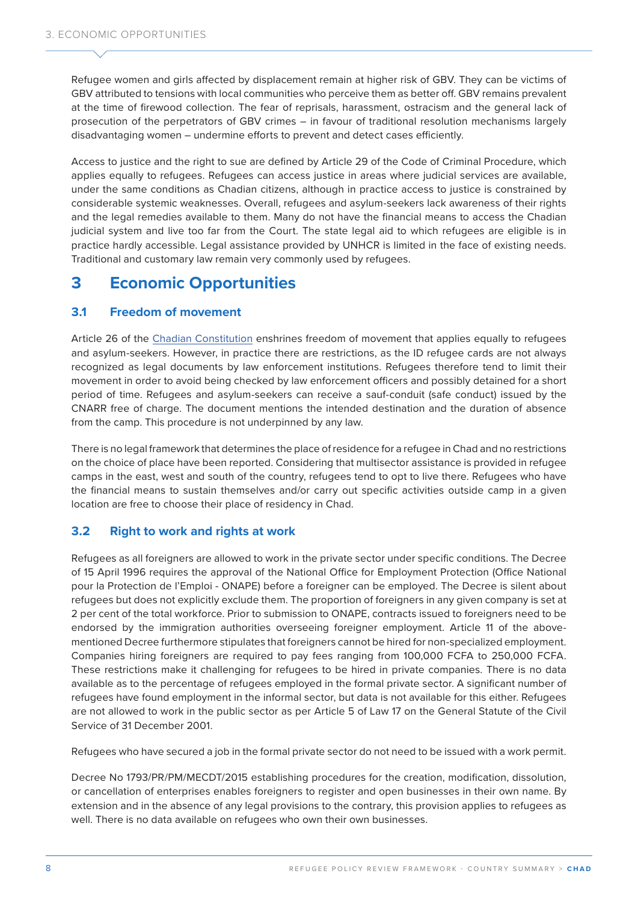Refugee women and girls affected by displacement remain at higher risk of GBV. They can be victims of GBV attributed to tensions with local communities who perceive them as better off. GBV remains prevalent at the time of firewood collection. The fear of reprisals, harassment, ostracism and the general lack of prosecution of the perpetrators of GBV crimes – in favour of traditional resolution mechanisms largely disadvantaging women – undermine efforts to prevent and detect cases efficiently.

Access to justice and the right to sue are defined by Article 29 of the Code of Criminal Procedure, which applies equally to refugees. Refugees can access justice in areas where judicial services are available, under the same conditions as Chadian citizens, although in practice access to justice is constrained by considerable systemic weaknesses. Overall, refugees and asylum-seekers lack awareness of their rights and the legal remedies available to them. Many do not have the financial means to access the Chadian judicial system and live too far from the Court. The state legal aid to which refugees are eligible is in practice hardly accessible. Legal assistance provided by UNHCR is limited in the face of existing needs. Traditional and customary law remain very commonly used by refugees.

# 3 Economic Opportunities

## 3.1 Freedom of movement

Article 26 of the Chadian Constitution enshrines freedom of movement that applies equally to refugees and asylum-seekers. However, in practice there are restrictions, as the ID refugee cards are not always recognized as legal documents by law enforcement institutions. Refugees therefore tend to limit their movement in order to avoid being checked by law enforcement officers and possibly detained for a short period of time. Refugees and asylum-seekers can receive a sauf-conduit (safe conduct) issued by the CNARR free of charge. The document mentions the intended destination and the duration of absence from the camp. This procedure is not underpinned by any law.

There is no legal framework that determines the place of residence for a refugee in Chad and no restrictions on the choice of place have been reported. Considering that multisector assistance is provided in refugee camps in the east, west and south of the country, refugees tend to opt to live there. Refugees who have the financial means to sustain themselves and/or carry out specific activities outside camp in a given location are free to choose their place of residency in Chad.

## 3.2 Right to work and rights at work

Refugees as all foreigners are allowed to work in the private sector under specific conditions. The Decree of 15 April 1996 requires the approval of the National Office for Employment Protection (Office National pour la Protection de l'Emploi - ONAPE) before a foreigner can be employed. The Decree is silent about refugees but does not explicitly exclude them. The proportion of foreigners in any given company is set at 2 per cent of the total workforce. Prior to submission to ONAPE, contracts issued to foreigners need to be endorsed by the immigration authorities overseeing foreigner employment. Article 11 of the above-mentioned Decree furthermore stipulates that foreigners cannot be hired for non-specialized employment. Companies hiring foreigners are required to pay fees ranging from 100,000 FCFA to 250,000 FCFA. These restrictions make it challenging for refugees to be hired in private companies. There is no data available as to the percentage of refugees employed in the formal private sector. A significant number of refugees have found employment in the informal sector, but data is not available for this either. Refugees are not allowed to work in the public sector as per Article 5 of Law 17 on the General Statute of the Civil Service of 31 December 2001.

Refugees who have secured a job in the formal private sector do not need to be issued with a work permit.

Decree No 1793/PR/PM/MECDT/2015 establishing procedures for the creation, modification, dissolution, or cancellation of enterprises enables foreigners to register and open businesses in their own name. By extension and in the absence of any legal provisions to the contrary, this provision applies to refugees as well. There is no data available on refugees who own their own businesses.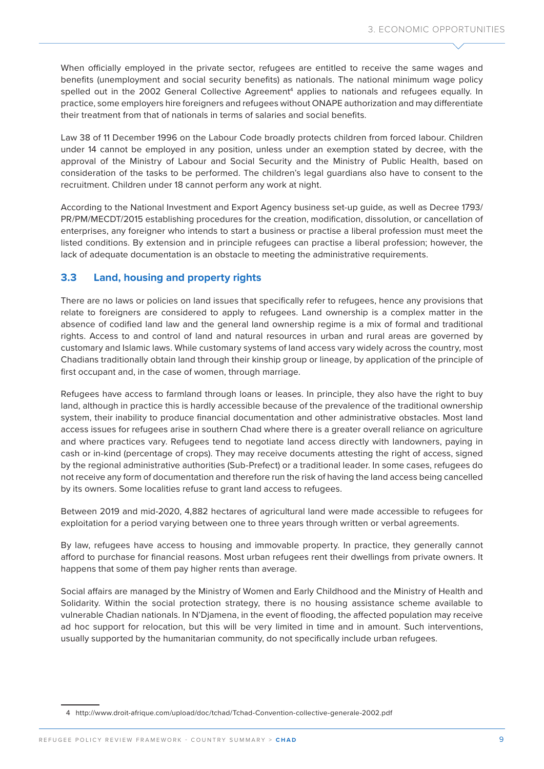When officially employed in the private sector, refugees are entitled to receive the same wages and benefits (unemployment and social security benefits) as nationals. The national minimum wage policy spelled out in the 2002 General Collective Agreement[4] applies to nationals and refugees equally. In practice, some employers hire foreigners and refugees without ONAPE authorization and may differentiate their treatment from that of nationals in terms of salaries and social benefits.

Law 38 of 11 December 1996 on the Labour Code broadly protects children from forced labour. Children under 14 cannot be employed in any position, unless under an exemption stated by decree, with the approval of the Ministry of Labour and Social Security and the Ministry of Public Health, based on consideration of the tasks to be performed. The children's legal guardians also have to consent to the recruitment. Children under 18 cannot perform any work at night.

According to the National Investment and Export Agency business set-up guide, as well as Decree 1793/PR/PM/MECDT/2015 establishing procedures for the creation, modification, dissolution, or cancellation of enterprises, any foreigner who intends to start a business or practise a liberal profession must meet the listed conditions. By extension and in principle refugees can practise a liberal profession; however, the lack of adequate documentation is an obstacle to meeting the administrative requirements.

## 3.3 Land, housing and property rights

There are no laws or policies on land issues that specifically refer to refugees, hence any provisions that relate to foreigners are considered to apply to refugees. Land ownership is a complex matter in the absence of codified land law and the general land ownership regime is a mix of formal and traditional rights. Access to and control of land and natural resources in urban and rural areas are governed by customary and Islamic laws. While customary systems of land access vary widely across the country, most Chadians traditionally obtain land through their kinship group or lineage, by application of the principle of first occupant and, in the case of women, through marriage.

Refugees have access to farmland through loans or leases. In principle, they also have the right to buy land, although in practice this is hardly accessible because of the prevalence of the traditional ownership system, their inability to produce financial documentation and other administrative obstacles. Most land access issues for refugees arise in southern Chad where there is a greater overall reliance on agriculture and where practices vary. Refugees tend to negotiate land access directly with landowners, paying in cash or in-kind (percentage of crops). They may receive documents attesting the right of access, signed by the regional administrative authorities (Sub-Prefect) or a traditional leader. In some cases, refugees do not receive any form of documentation and therefore run the risk of having the land access being cancelled by its owners. Some localities refuse to grant land access to refugees.

Between 2019 and mid-2020, 4,882 hectares of agricultural land were made accessible to refugees for exploitation for a period varying between one to three years through written or verbal agreements.

By law, refugees have access to housing and immovable property. In practice, they generally cannot afford to purchase for financial reasons. Most urban refugees rent their dwellings from private owners. It happens that some of them pay higher rents than average.

Social affairs are managed by the Ministry of Women and Early Childhood and the Ministry of Health and Solidarity. Within the social protection strategy, there is no housing assistance scheme available to vulnerable Chadian nationals. In N'Djamena, in the event of flooding, the affected population may receive ad hoc support for relocation, but this will be very limited in time and in amount. Such interventions, usually supported by the humanitarian community, do not specifically include urban refugees.

---

4 http://www.droit-afrique.com/upload/doc/tchad/Tchad-Convention-collective-generale-2002.pdf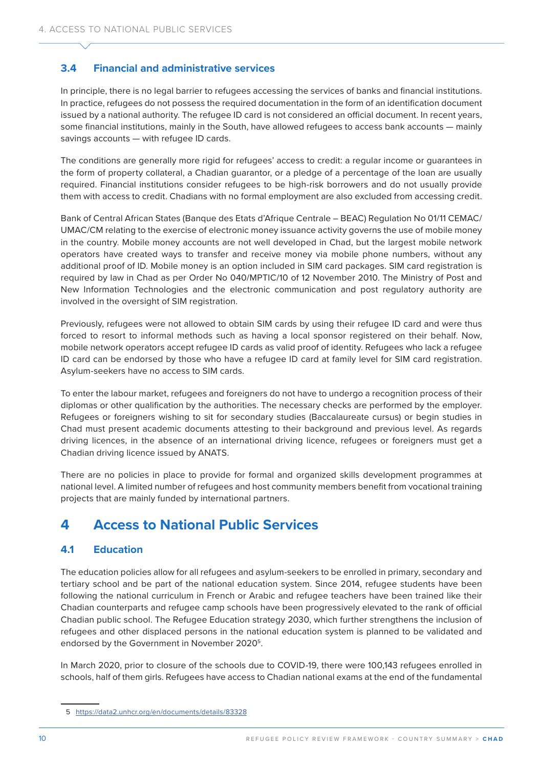### 3.4 Financial and administrative services

In principle, there is no legal barrier to refugees accessing the services of banks and financial institutions. In practice, refugees do not possess the required documentation in the form of an identification document issued by a national authority. The refugee ID card is not considered an official document. In recent years, some financial institutions, mainly in the South, have allowed refugees to access bank accounts — mainly savings accounts — with refugee ID cards.

The conditions are generally more rigid for refugees' access to credit: a regular income or guarantees in the form of property collateral, a Chadian guarantor, or a pledge of a percentage of the loan are usually required. Financial institutions consider refugees to be high-risk borrowers and do not usually provide them with access to credit. Chadians with no formal employment are also excluded from accessing credit.

Bank of Central African States (Banque des Etats d'Afrique Centrale – BEAC) Regulation No 01/11 CEMAC/UMAC/CM relating to the exercise of electronic money issuance activity governs the use of mobile money in the country. Mobile money accounts are not well developed in Chad, but the largest mobile network operators have created ways to transfer and receive money via mobile phone numbers, without any additional proof of ID. Mobile money is an option included in SIM card packages. SIM card registration is required by law in Chad as per Order No 040/MPTIC/10 of 12 November 2010. The Ministry of Post and New Information Technologies and the electronic communication and post regulatory authority are involved in the oversight of SIM registration.

Previously, refugees were not allowed to obtain SIM cards by using their refugee ID card and were thus forced to resort to informal methods such as having a local sponsor registered on their behalf. Now, mobile network operators accept refugee ID cards as valid proof of identity. Refugees who lack a refugee ID card can be endorsed by those who have a refugee ID card at family level for SIM card registration. Asylum-seekers have no access to SIM cards.

To enter the labour market, refugees and foreigners do not have to undergo a recognition process of their diplomas or other qualification by the authorities. The necessary checks are performed by the employer. Refugees or foreigners wishing to sit for secondary studies (Baccalaureate cursus) or begin studies in Chad must present academic documents attesting to their background and previous level. As regards driving licences, in the absence of an international driving licence, refugees or foreigners must get a Chadian driving licence issued by ANATS.

There are no policies in place to provide for formal and organized skills development programmes at national level. A limited number of refugees and host community members benefit from vocational training projects that are mainly funded by international partners.

## 4 Access to National Public Services

### 4.1 Education

The education policies allow for all refugees and asylum-seekers to be enrolled in primary, secondary and tertiary school and be part of the national education system. Since 2014, refugee students have been following the national curriculum in French or Arabic and refugee teachers have been trained like their Chadian counterparts and refugee camp schools have been progressively elevated to the rank of official Chadian public school. The Refugee Education strategy 2030, which further strengthens the inclusion of refugees and other displaced persons in the national education system is planned to be validated and endorsed by the Government in November 2020[5].

In March 2020, prior to closure of the schools due to COVID-19, there were 100,143 refugees enrolled in schools, half of them girls. Refugees have access to Chadian national exams at the end of the fundamental

5 https://data2.unhcr.org/en/documents/details/83328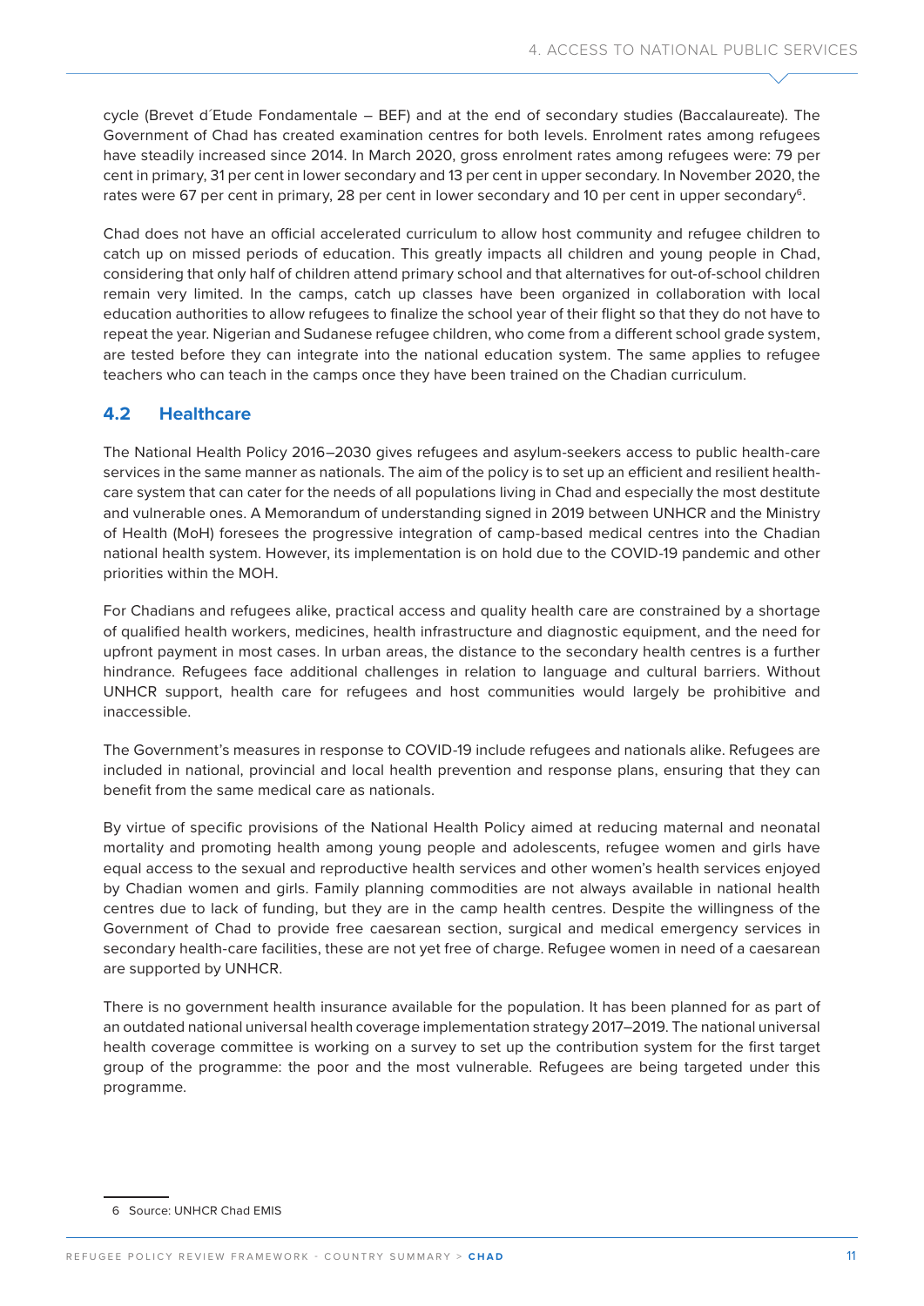cycle (Brevet d´Etude Fondamentale – BEF) and at the end of secondary studies (Baccalaureate). The Government of Chad has created examination centres for both levels. Enrolment rates among refugees have steadily increased since 2014. In March 2020, gross enrolment rates among refugees were: 79 per cent in primary, 31 per cent in lower secondary and 13 per cent in upper secondary. In November 2020, the rates were 67 per cent in primary, 28 per cent in lower secondary and 10 per cent in upper secondary[6].

Chad does not have an official accelerated curriculum to allow host community and refugee children to catch up on missed periods of education. This greatly impacts all children and young people in Chad, considering that only half of children attend primary school and that alternatives for out-of-school children remain very limited. In the camps, catch up classes have been organized in collaboration with local education authorities to allow refugees to finalize the school year of their flight so that they do not have to repeat the year. Nigerian and Sudanese refugee children, who come from a different school grade system, are tested before they can integrate into the national education system. The same applies to refugee teachers who can teach in the camps once they have been trained on the Chadian curriculum.

## 4.2 Healthcare

The National Health Policy 2016–2030 gives refugees and asylum-seekers access to public health-care services in the same manner as nationals. The aim of the policy is to set up an efficient and resilient health-care system that can cater for the needs of all populations living in Chad and especially the most destitute and vulnerable ones. A Memorandum of understanding signed in 2019 between UNHCR and the Ministry of Health (MoH) foresees the progressive integration of camp-based medical centres into the Chadian national health system. However, its implementation is on hold due to the COVID-19 pandemic and other priorities within the MOH.

For Chadians and refugees alike, practical access and quality health care are constrained by a shortage of qualified health workers, medicines, health infrastructure and diagnostic equipment, and the need for upfront payment in most cases. In urban areas, the distance to the secondary health centres is a further hindrance. Refugees face additional challenges in relation to language and cultural barriers. Without UNHCR support, health care for refugees and host communities would largely be prohibitive and inaccessible.

The Government's measures in response to COVID-19 include refugees and nationals alike. Refugees are included in national, provincial and local health prevention and response plans, ensuring that they can benefit from the same medical care as nationals.

By virtue of specific provisions of the National Health Policy aimed at reducing maternal and neonatal mortality and promoting health among young people and adolescents, refugee women and girls have equal access to the sexual and reproductive health services and other women's health services enjoyed by Chadian women and girls. Family planning commodities are not always available in national health centres due to lack of funding, but they are in the camp health centres. Despite the willingness of the Government of Chad to provide free caesarean section, surgical and medical emergency services in secondary health-care facilities, these are not yet free of charge. Refugee women in need of a caesarean are supported by UNHCR.

There is no government health insurance available for the population. It has been planned for as part of an outdated national universal health coverage implementation strategy 2017–2019. The national universal health coverage committee is working on a survey to set up the contribution system for the first target group of the programme: the poor and the most vulnerable. Refugees are being targeted under this programme.

6 Source: UNHCR Chad EMIS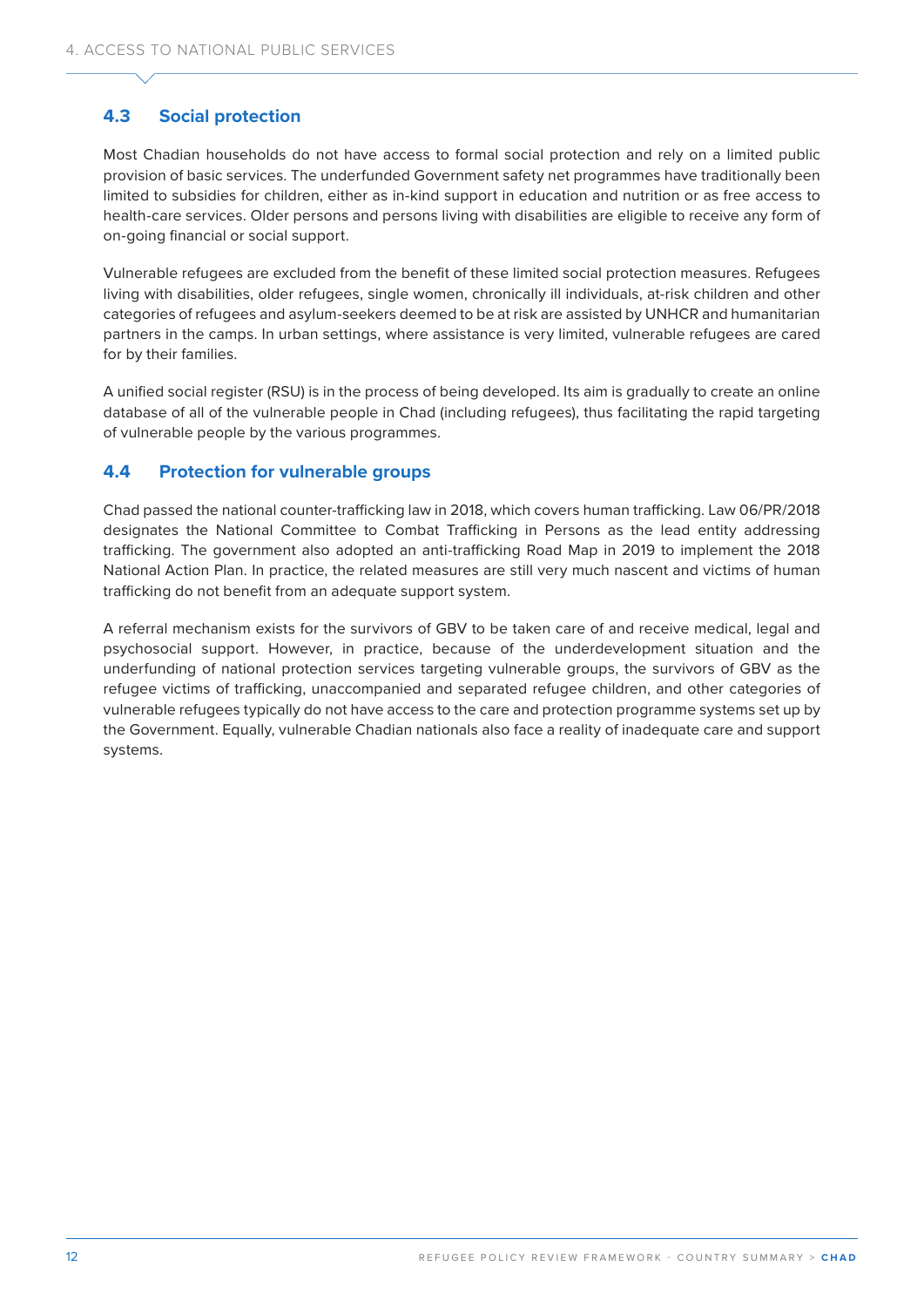## 4.3 Social protection

Most Chadian households do not have access to formal social protection and rely on a limited public provision of basic services. The underfunded Government safety net programmes have traditionally been limited to subsidies for children, either as in-kind support in education and nutrition or as free access to health-care services. Older persons and persons living with disabilities are eligible to receive any form of on-going financial or social support.

Vulnerable refugees are excluded from the benefit of these limited social protection measures. Refugees living with disabilities, older refugees, single women, chronically ill individuals, at-risk children and other categories of refugees and asylum-seekers deemed to be at risk are assisted by UNHCR and humanitarian partners in the camps. In urban settings, where assistance is very limited, vulnerable refugees are cared for by their families.

A unified social register (RSU) is in the process of being developed. Its aim is gradually to create an online database of all of the vulnerable people in Chad (including refugees), thus facilitating the rapid targeting of vulnerable people by the various programmes.

## 4.4 Protection for vulnerable groups

Chad passed the national counter-trafficking law in 2018, which covers human trafficking. Law 06/PR/2018 designates the National Committee to Combat Trafficking in Persons as the lead entity addressing trafficking. The government also adopted an anti-trafficking Road Map in 2019 to implement the 2018 National Action Plan. In practice, the related measures are still very much nascent and victims of human trafficking do not benefit from an adequate support system.

A referral mechanism exists for the survivors of GBV to be taken care of and receive medical, legal and psychosocial support. However, in practice, because of the underdevelopment situation and the underfunding of national protection services targeting vulnerable groups, the survivors of GBV as the refugee victims of trafficking, unaccompanied and separated refugee children, and other categories of vulnerable refugees typically do not have access to the care and protection programme systems set up by the Government. Equally, vulnerable Chadian nationals also face a reality of inadequate care and support systems.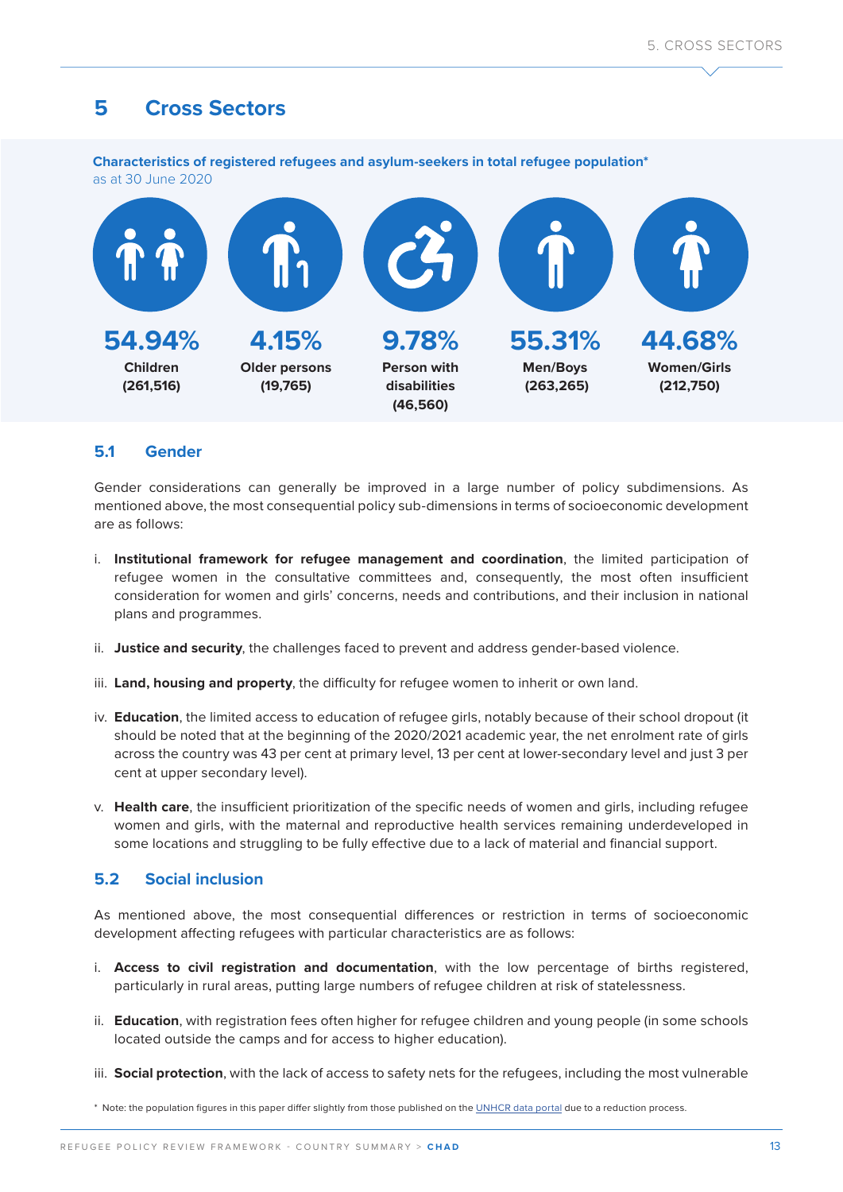# 5 Cross Sectors

**Characteristics of registered refugees and asylum-seekers in total refugee population***
as at 30 June 2020

| 54.94% | 4.15% | 9.78% | 55.31% | 44.68% |
|---|---|---|---|---|
| Children (261,516) | Older persons (19,765) | Person with disabilities (46,560) | Men/Boys (263,265) | Women/Girls (212,750) |

## 5.1 Gender

Gender considerations can generally be improved in a large number of policy subdimensions. As mentioned above, the most consequential policy sub-dimensions in terms of socioeconomic development are as follows:

i. **Institutional framework for refugee management and coordination**, the limited participation of refugee women in the consultative committees and, consequently, the most often insufficient consideration for women and girls' concerns, needs and contributions, and their inclusion in national plans and programmes.

ii. **Justice and security**, the challenges faced to prevent and address gender-based violence.

iii. **Land, housing and property**, the difficulty for refugee women to inherit or own land.

iv. **Education**, the limited access to education of refugee girls, notably because of their school dropout (it should be noted that at the beginning of the 2020/2021 academic year, the net enrolment rate of girls across the country was 43 per cent at primary level, 13 per cent at lower-secondary level and just 3 per cent at upper secondary level).

v. **Health care**, the insufficient prioritization of the specific needs of women and girls, including refugee women and girls, with the maternal and reproductive health services remaining underdeveloped in some locations and struggling to be fully effective due to a lack of material and financial support.

## 5.2 Social inclusion

As mentioned above, the most consequential differences or restriction in terms of socioeconomic development affecting refugees with particular characteristics are as follows:

i. **Access to civil registration and documentation**, with the low percentage of births registered, particularly in rural areas, putting large numbers of refugee children at risk of statelessness.

ii. **Education**, with registration fees often higher for refugee children and young people (in some schools located outside the camps and for access to higher education).

iii. **Social protection**, with the lack of access to safety nets for the refugees, including the most vulnerable

* Note: the population figures in this paper differ slightly from those published on the UNHCR data portal due to a reduction process.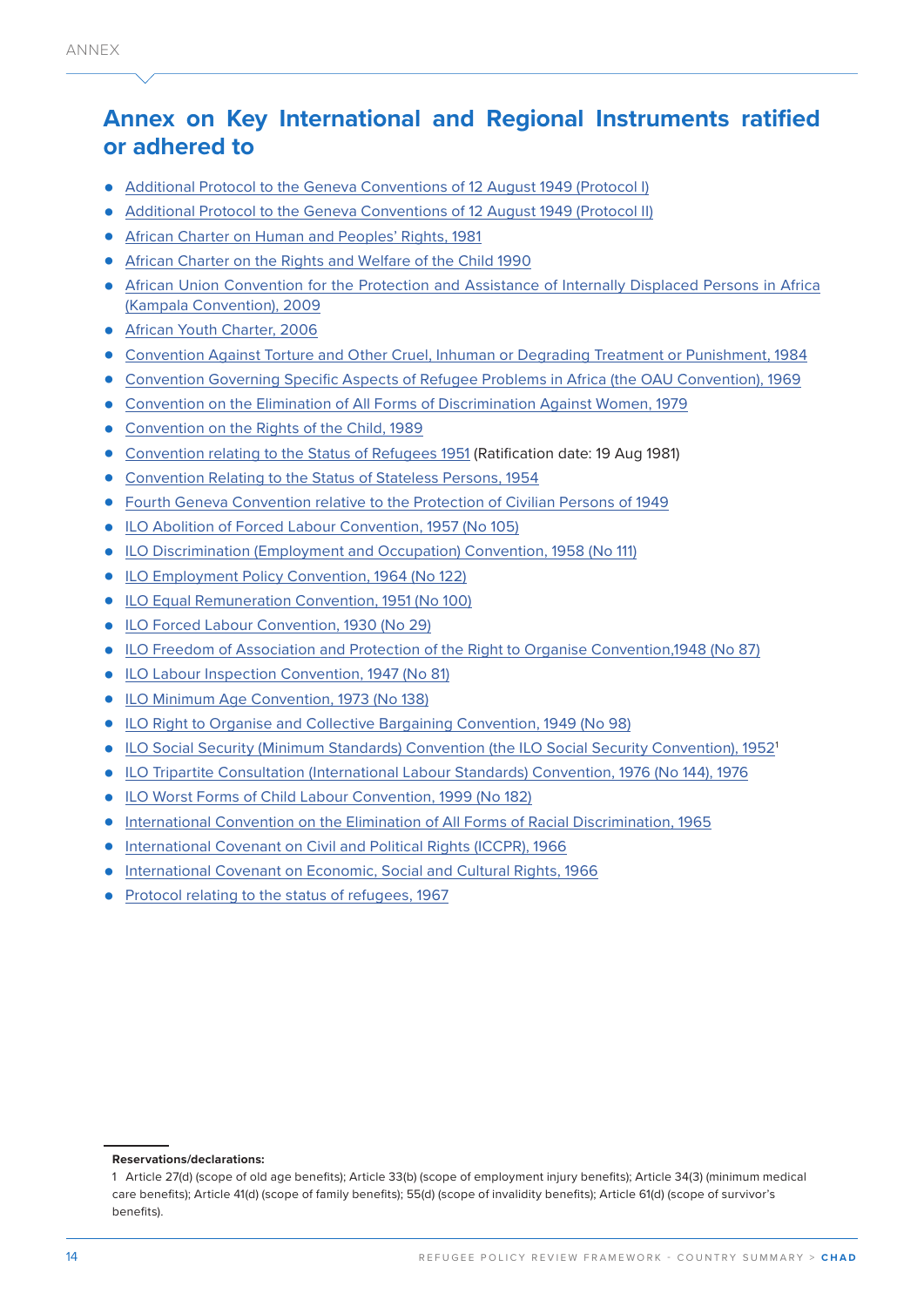# Annex on Key International and Regional Instruments ratified or adhered to

- Additional Protocol to the Geneva Conventions of 12 August 1949 (Protocol I)
- Additional Protocol to the Geneva Conventions of 12 August 1949 (Protocol II)
- African Charter on Human and Peoples' Rights, 1981
- African Charter on the Rights and Welfare of the Child 1990
- African Union Convention for the Protection and Assistance of Internally Displaced Persons in Africa (Kampala Convention), 2009
- African Youth Charter, 2006
- Convention Against Torture and Other Cruel, Inhuman or Degrading Treatment or Punishment, 1984
- Convention Governing Specific Aspects of Refugee Problems in Africa (the OAU Convention), 1969
- Convention on the Elimination of All Forms of Discrimination Against Women, 1979
- Convention on the Rights of the Child, 1989
- Convention relating to the Status of Refugees 1951 (Ratification date: 19 Aug 1981)
- Convention Relating to the Status of Stateless Persons, 1954
- Fourth Geneva Convention relative to the Protection of Civilian Persons of 1949
- ILO Abolition of Forced Labour Convention, 1957 (No 105)
- ILO Discrimination (Employment and Occupation) Convention, 1958 (No 111)
- ILO Employment Policy Convention, 1964 (No 122)
- ILO Equal Remuneration Convention, 1951 (No 100)
- ILO Forced Labour Convention, 1930 (No 29)
- ILO Freedom of Association and Protection of the Right to Organise Convention,1948 (No 87)
- ILO Labour Inspection Convention, 1947 (No 81)
- ILO Minimum Age Convention, 1973 (No 138)
- ILO Right to Organise and Collective Bargaining Convention, 1949 (No 98)
- ILO Social Security (Minimum Standards) Convention (the ILO Social Security Convention), 1952[1]
- ILO Tripartite Consultation (International Labour Standards) Convention, 1976 (No 144), 1976
- ILO Worst Forms of Child Labour Convention, 1999 (No 182)
- International Convention on the Elimination of All Forms of Racial Discrimination, 1965
- International Covenant on Civil and Political Rights (ICCPR), 1966
- International Covenant on Economic, Social and Cultural Rights, 1966
- Protocol relating to the status of refugees, 1967

**Reservations/declarations:**

1 Article 27(d) (scope of old age benefits); Article 33(b) (scope of employment injury benefits); Article 34(3) (minimum medical care benefits); Article 41(d) (scope of family benefits); 55(d) (scope of invalidity benefits); Article 61(d) (scope of survivor's benefits).